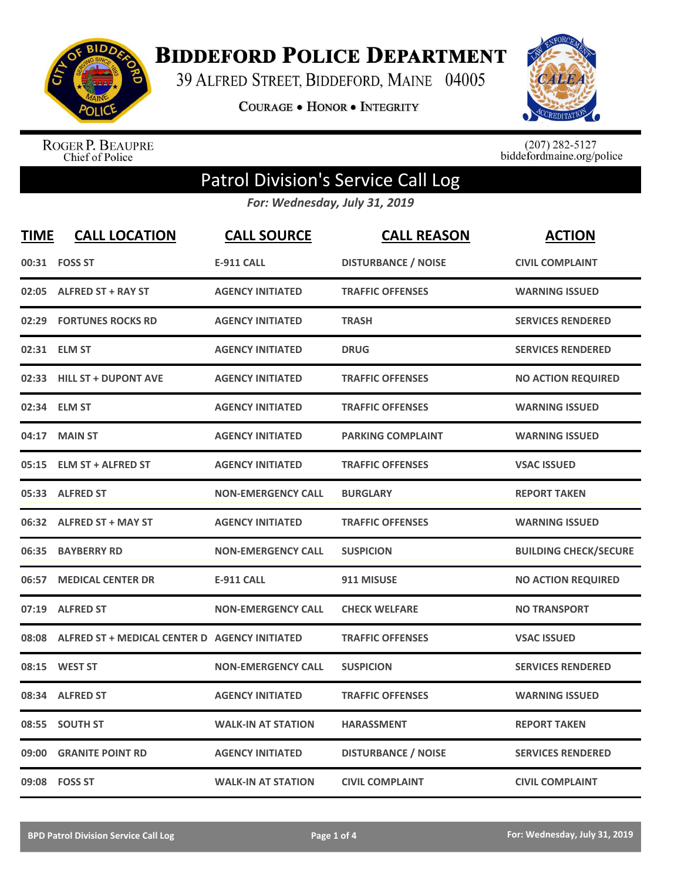# Biddeford Police Department

39 Alfred Street, Biddeford, Maine 04005

Courage • Honor • Integrity

Roger P. Beaupre
Chief of Police

(207) 282-5127
biddefordmaine.org/police

## Patrol Division's Service Call Log

*For: Wednesday, July 31, 2019*

| TIME | CALL LOCATION | CALL SOURCE | CALL REASON | ACTION |
|---|---|---|---|---|
| 00:31 | FOSS ST | E-911 CALL | DISTURBANCE / NOISE | CIVIL COMPLAINT |
| 02:05 | ALFRED ST + RAY ST | AGENCY INITIATED | TRAFFIC OFFENSES | WARNING ISSUED |
| 02:29 | FORTUNES ROCKS RD | AGENCY INITIATED | TRASH | SERVICES RENDERED |
| 02:31 | ELM ST | AGENCY INITIATED | DRUG | SERVICES RENDERED |
| 02:33 | HILL ST + DUPONT AVE | AGENCY INITIATED | TRAFFIC OFFENSES | NO ACTION REQUIRED |
| 02:34 | ELM ST | AGENCY INITIATED | TRAFFIC OFFENSES | WARNING ISSUED |
| 04:17 | MAIN ST | AGENCY INITIATED | PARKING COMPLAINT | WARNING ISSUED |
| 05:15 | ELM ST + ALFRED ST | AGENCY INITIATED | TRAFFIC OFFENSES | VSAC ISSUED |
| 05:33 | ALFRED ST | NON-EMERGENCY CALL | BURGLARY | REPORT TAKEN |
| 06:32 | ALFRED ST + MAY ST | AGENCY INITIATED | TRAFFIC OFFENSES | WARNING ISSUED |
| 06:35 | BAYBERRY RD | NON-EMERGENCY CALL | SUSPICION | BUILDING CHECK/SECURE |
| 06:57 | MEDICAL CENTER DR | E-911 CALL | 911 MISUSE | NO ACTION REQUIRED |
| 07:19 | ALFRED ST | NON-EMERGENCY CALL | CHECK WELFARE | NO TRANSPORT |
| 08:08 | ALFRED ST + MEDICAL CENTER D | AGENCY INITIATED | TRAFFIC OFFENSES | VSAC ISSUED |
| 08:15 | WEST ST | NON-EMERGENCY CALL | SUSPICION | SERVICES RENDERED |
| 08:34 | ALFRED ST | AGENCY INITIATED | TRAFFIC OFFENSES | WARNING ISSUED |
| 08:55 | SOUTH ST | WALK-IN AT STATION | HARASSMENT | REPORT TAKEN |
| 09:00 | GRANITE POINT RD | AGENCY INITIATED | DISTURBANCE / NOISE | SERVICES RENDERED |
| 09:08 | FOSS ST | WALK-IN AT STATION | CIVIL COMPLAINT | CIVIL COMPLAINT |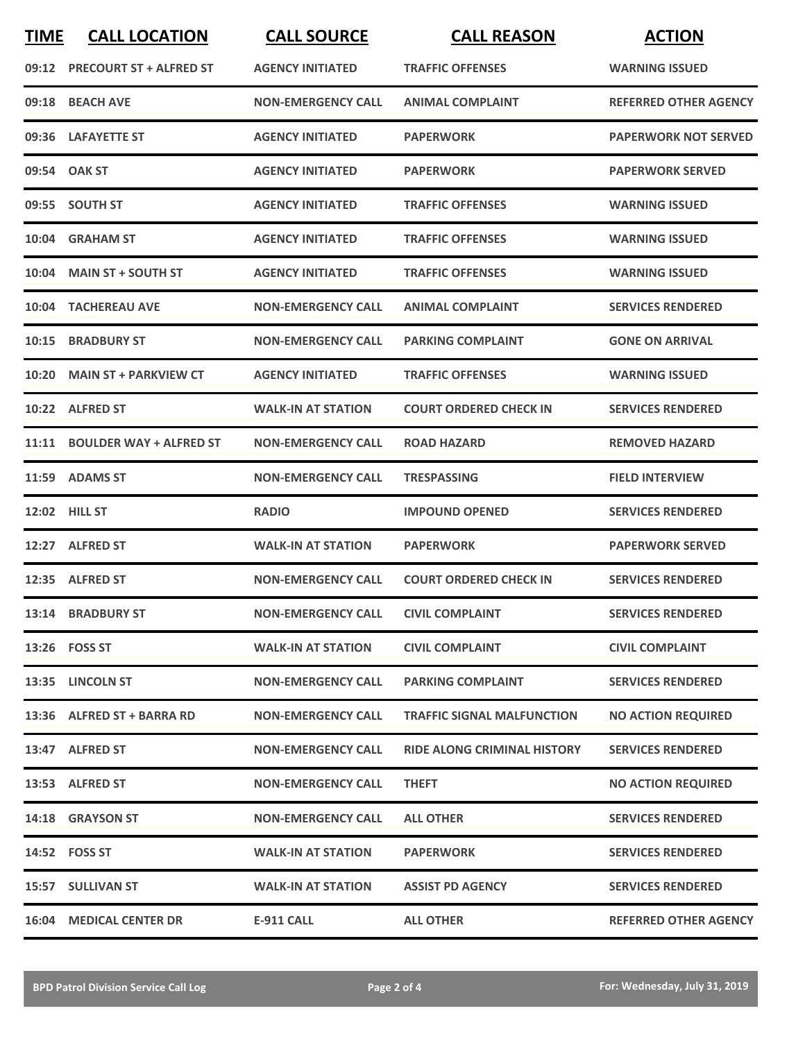| TIME | CALL LOCATION | CALL SOURCE | CALL REASON | ACTION |
| --- | --- | --- | --- | --- |
| 09:12 | PRECOURT ST + ALFRED ST | AGENCY INITIATED | TRAFFIC OFFENSES | WARNING ISSUED |
| 09:18 | BEACH AVE | NON-EMERGENCY CALL | ANIMAL COMPLAINT | REFERRED OTHER AGENCY |
| 09:36 | LAFAYETTE ST | AGENCY INITIATED | PAPERWORK | PAPERWORK NOT SERVED |
| 09:54 | OAK ST | AGENCY INITIATED | PAPERWORK | PAPERWORK SERVED |
| 09:55 | SOUTH ST | AGENCY INITIATED | TRAFFIC OFFENSES | WARNING ISSUED |
| 10:04 | GRAHAM ST | AGENCY INITIATED | TRAFFIC OFFENSES | WARNING ISSUED |
| 10:04 | MAIN ST + SOUTH ST | AGENCY INITIATED | TRAFFIC OFFENSES | WARNING ISSUED |
| 10:04 | TACHEREAU AVE | NON-EMERGENCY CALL | ANIMAL COMPLAINT | SERVICES RENDERED |
| 10:15 | BRADBURY ST | NON-EMERGENCY CALL | PARKING COMPLAINT | GONE ON ARRIVAL |
| 10:20 | MAIN ST + PARKVIEW CT | AGENCY INITIATED | TRAFFIC OFFENSES | WARNING ISSUED |
| 10:22 | ALFRED ST | WALK-IN AT STATION | COURT ORDERED CHECK IN | SERVICES RENDERED |
| 11:11 | BOULDER WAY + ALFRED ST | NON-EMERGENCY CALL | ROAD HAZARD | REMOVED HAZARD |
| 11:59 | ADAMS ST | NON-EMERGENCY CALL | TRESPASSING | FIELD INTERVIEW |
| 12:02 | HILL ST | RADIO | IMPOUND OPENED | SERVICES RENDERED |
| 12:27 | ALFRED ST | WALK-IN AT STATION | PAPERWORK | PAPERWORK SERVED |
| 12:35 | ALFRED ST | NON-EMERGENCY CALL | COURT ORDERED CHECK IN | SERVICES RENDERED |
| 13:14 | BRADBURY ST | NON-EMERGENCY CALL | CIVIL COMPLAINT | SERVICES RENDERED |
| 13:26 | FOSS ST | WALK-IN AT STATION | CIVIL COMPLAINT | CIVIL COMPLAINT |
| 13:35 | LINCOLN ST | NON-EMERGENCY CALL | PARKING COMPLAINT | SERVICES RENDERED |
| 13:36 | ALFRED ST + BARRA RD | NON-EMERGENCY CALL | TRAFFIC SIGNAL MALFUNCTION | NO ACTION REQUIRED |
| 13:47 | ALFRED ST | NON-EMERGENCY CALL | RIDE ALONG CRIMINAL HISTORY | SERVICES RENDERED |
| 13:53 | ALFRED ST | NON-EMERGENCY CALL | THEFT | NO ACTION REQUIRED |
| 14:18 | GRAYSON ST | NON-EMERGENCY CALL | ALL OTHER | SERVICES RENDERED |
| 14:52 | FOSS ST | WALK-IN AT STATION | PAPERWORK | SERVICES RENDERED |
| 15:57 | SULLIVAN ST | WALK-IN AT STATION | ASSIST PD AGENCY | SERVICES RENDERED |
| 16:04 | MEDICAL CENTER DR | E-911 CALL | ALL OTHER | REFERRED OTHER AGENCY |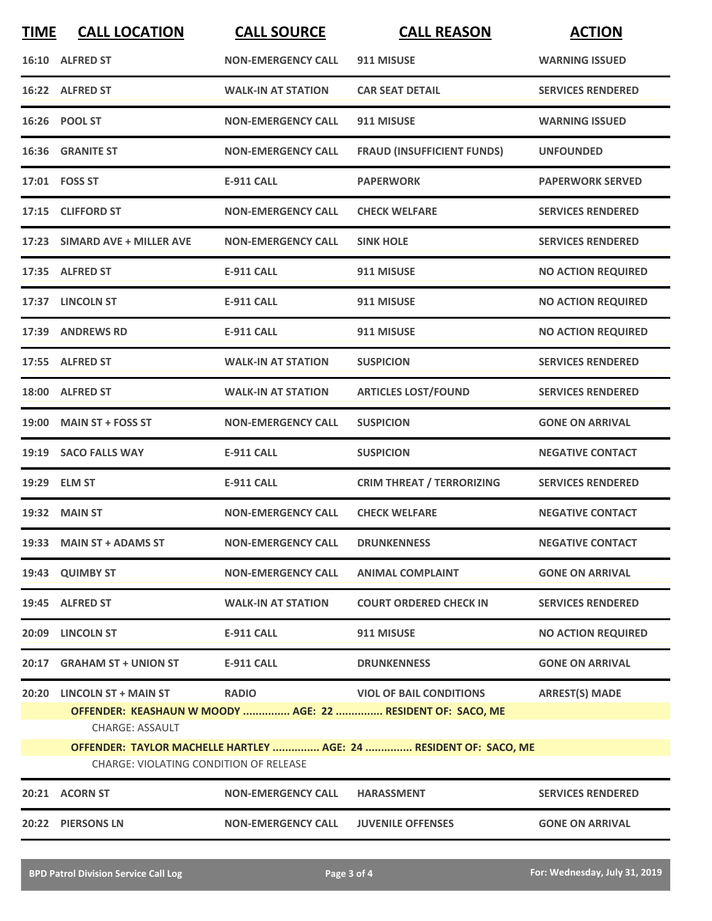| TIME | CALL LOCATION | CALL SOURCE | CALL REASON | ACTION |
|---|---|---|---|---|
| 16:10 | ALFRED ST | NON-EMERGENCY CALL | 911 MISUSE | WARNING ISSUED |
| 16:22 | ALFRED ST | WALK-IN AT STATION | CAR SEAT DETAIL | SERVICES RENDERED |
| 16:26 | POOL ST | NON-EMERGENCY CALL | 911 MISUSE | WARNING ISSUED |
| 16:36 | GRANITE ST | NON-EMERGENCY CALL | FRAUD (INSUFFICIENT FUNDS) | UNFOUNDED |
| 17:01 | FOSS ST | E-911 CALL | PAPERWORK | PAPERWORK SERVED |
| 17:15 | CLIFFORD ST | NON-EMERGENCY CALL | CHECK WELFARE | SERVICES RENDERED |
| 17:23 | SIMARD AVE + MILLER AVE | NON-EMERGENCY CALL | SINK HOLE | SERVICES RENDERED |
| 17:35 | ALFRED ST | E-911 CALL | 911 MISUSE | NO ACTION REQUIRED |
| 17:37 | LINCOLN ST | E-911 CALL | 911 MISUSE | NO ACTION REQUIRED |
| 17:39 | ANDREWS RD | E-911 CALL | 911 MISUSE | NO ACTION REQUIRED |
| 17:55 | ALFRED ST | WALK-IN AT STATION | SUSPICION | SERVICES RENDERED |
| 18:00 | ALFRED ST | WALK-IN AT STATION | ARTICLES LOST/FOUND | SERVICES RENDERED |
| 19:00 | MAIN ST + FOSS ST | NON-EMERGENCY CALL | SUSPICION | GONE ON ARRIVAL |
| 19:19 | SACO FALLS WAY | E-911 CALL | SUSPICION | NEGATIVE CONTACT |
| 19:29 | ELM ST | E-911 CALL | CRIM THREAT / TERRORIZING | SERVICES RENDERED |
| 19:32 | MAIN ST | NON-EMERGENCY CALL | CHECK WELFARE | NEGATIVE CONTACT |
| 19:33 | MAIN ST + ADAMS ST | NON-EMERGENCY CALL | DRUNKENNESS | NEGATIVE CONTACT |
| 19:43 | QUIMBY ST | NON-EMERGENCY CALL | ANIMAL COMPLAINT | GONE ON ARRIVAL |
| 19:45 | ALFRED ST | WALK-IN AT STATION | COURT ORDERED CHECK IN | SERVICES RENDERED |
| 20:09 | LINCOLN ST | E-911 CALL | 911 MISUSE | NO ACTION REQUIRED |
| 20:17 | GRAHAM ST + UNION ST | E-911 CALL | DRUNKENNESS | GONE ON ARRIVAL |
| 20:20 | LINCOLN ST + MAIN ST | RADIO | VIOL OF BAIL CONDITIONS | ARREST(S) MADE |

**OFFENDER: KEASHAUN W MOODY ............... AGE: 22 ............... RESIDENT OF: SACO, ME**

CHARGE: ASSAULT

**OFFENDER: TAYLOR MACHELLE HARTLEY ............... AGE: 24 ............... RESIDENT OF: SACO, ME**

CHARGE: VIOLATING CONDITION OF RELEASE

| TIME | CALL LOCATION | CALL SOURCE | CALL REASON | ACTION |
|---|---|---|---|---|
| 20:21 | ACORN ST | NON-EMERGENCY CALL | HARASSMENT | SERVICES RENDERED |
| 20:22 | PIERSONS LN | NON-EMERGENCY CALL | JUVENILE OFFENSES | GONE ON ARRIVAL |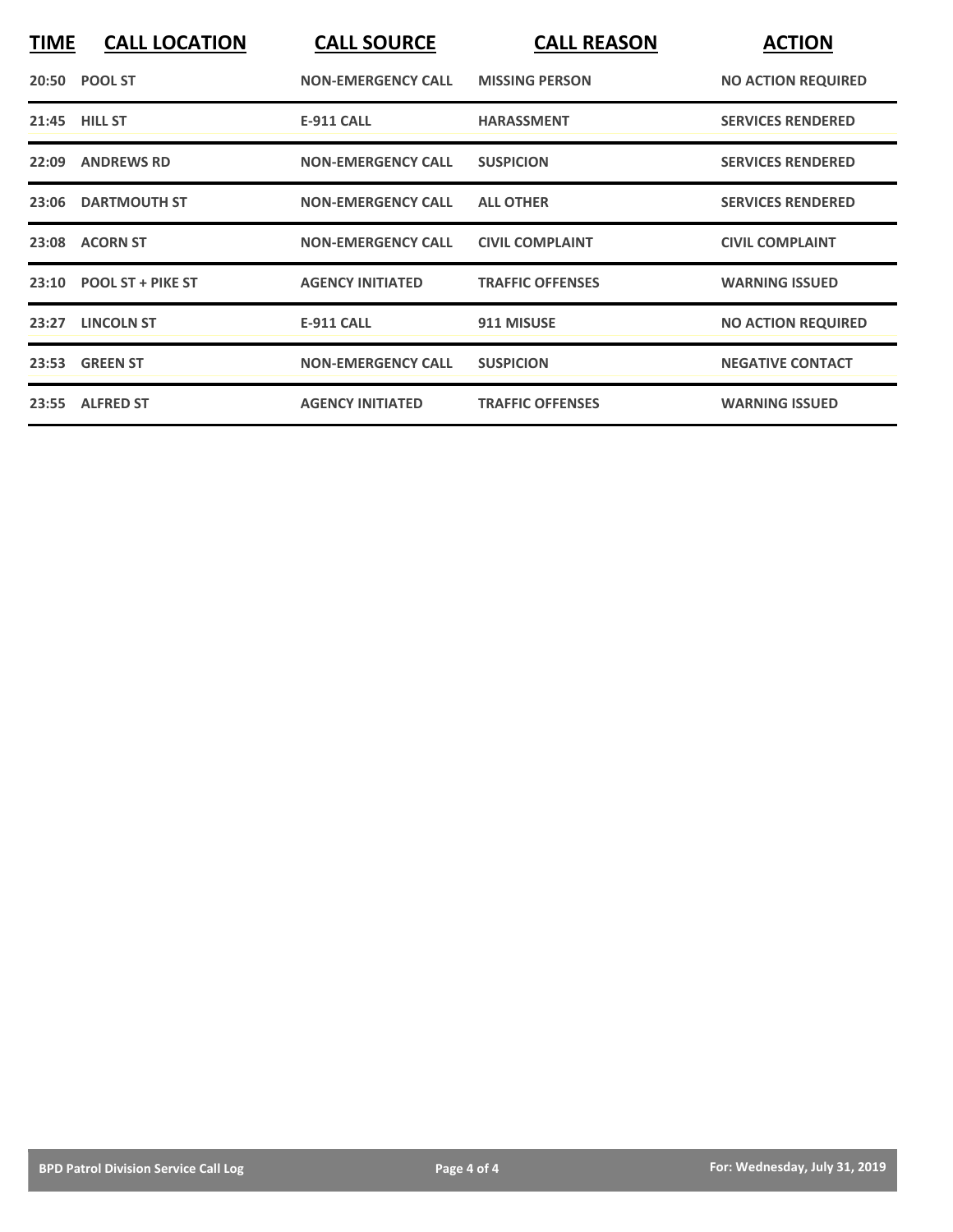| TIME | CALL LOCATION | CALL SOURCE | CALL REASON | ACTION |
|---|---|---|---|---|
| 20:50 | POOL ST | NON-EMERGENCY CALL | MISSING PERSON | NO ACTION REQUIRED |
| 21:45 | HILL ST | E-911 CALL | HARASSMENT | SERVICES RENDERED |
| 22:09 | ANDREWS RD | NON-EMERGENCY CALL | SUSPICION | SERVICES RENDERED |
| 23:06 | DARTMOUTH ST | NON-EMERGENCY CALL | ALL OTHER | SERVICES RENDERED |
| 23:08 | ACORN ST | NON-EMERGENCY CALL | CIVIL COMPLAINT | CIVIL COMPLAINT |
| 23:10 | POOL ST + PIKE ST | AGENCY INITIATED | TRAFFIC OFFENSES | WARNING ISSUED |
| 23:27 | LINCOLN ST | E-911 CALL | 911 MISUSE | NO ACTION REQUIRED |
| 23:53 | GREEN ST | NON-EMERGENCY CALL | SUSPICION | NEGATIVE CONTACT |
| 23:55 | ALFRED ST | AGENCY INITIATED | TRAFFIC OFFENSES | WARNING ISSUED |